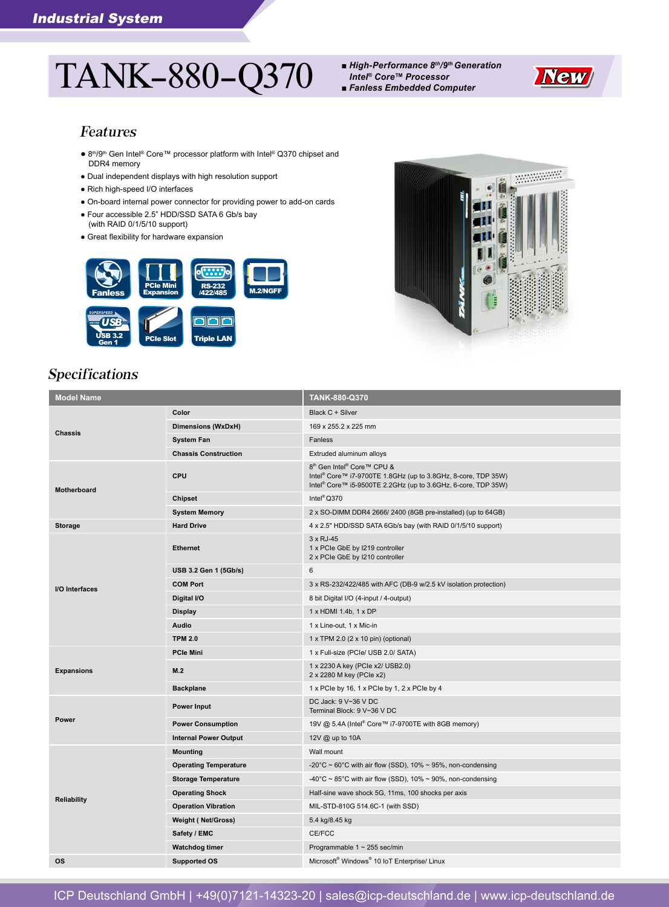# TANK-880-Q370

- *High-Performance 8th/9th Generation Intel® Core™ Processor*
- *Fanless Embedded Computer*

New

## Features

- 8th/9th Gen Intel® Core™ processor platform with Intel® Q370 chipset and DDR4 memory
- Dual independent displays with high resolution support
- Rich high-speed I/O interfaces
- On-board internal power connector for providing power to add-on cards
- Four accessible 2.5" HDD/SSD SATA 6 Gb/s bay (with RAID 0/1/5/10 support)
- Great flexibility for hardware expansion

Fanless | PCIe Mini Expansion | RS-232/422/485 | M.2/NGFF | USB 3.2 Gen 1 | PCIe Slot | Triple LAN

## Specifications

| Model Name | | TANK-880-Q370 |
|---|---|---|
| Chassis | Color | Black C + Silver |
| | Dimensions (WxDxH) | 169 x 255.2 x 225 mm |
| | System Fan | Fanless |
| | Chassis Construction | Extruded aluminum alloys |
| Motherboard | CPU | 8th Gen Intel® Core™ CPU &<br>Intel® Core™ i7-9700TE 1.8GHz (up to 3.8GHz, 8-core, TDP 35W)<br>Intel® Core™ i5-9500TE 2.2GHz (up to 3.6GHz, 6-core, TDP 35W) |
| | Chipset | Intel® Q370 |
| | System Memory | 2 x SO-DIMM DDR4 2666/ 2400 (8GB pre-installed) (up to 64GB) |
| Storage | Hard Drive | 4 x 2.5" HDD/SSD SATA 6Gb/s bay (with RAID 0/1/5/10 support) |
| I/O Interfaces | Ethernet | 3 x RJ-45<br>1 x PCIe GbE by I219 controller<br>2 x PCIe GbE by I210 controller |
| | USB 3.2 Gen 1 (5Gb/s) | 6 |
| | COM Port | 3 x RS-232/422/485 with AFC (DB-9 w/2.5 kV isolation protection) |
| | Digital I/O | 8 bit Digital I/O (4-input / 4-output) |
| | Display | 1 x HDMI 1.4b, 1 x DP |
| | Audio | 1 x Line-out, 1 x Mic-in |
| | TPM 2.0 | 1 x TPM 2.0 (2 x 10 pin) (optional) |
| Expansions | PCIe Mini | 1 x Full-size (PCIe/ USB 2.0/ SATA) |
| | M.2 | 1 x 2230 A key (PCIe x2/ USB2.0)<br>2 x 2280 M key (PCIe x2) |
| | Backplane | 1 x PCIe by 16, 1 x PCIe by 1, 2 x PCIe by 4 |
| Power | Power Input | DC Jack: 9 V~36 V DC<br>Terminal Block: 9 V~36 V DC |
| | Power Consumption | 19V @ 5.4A (Intel® Core™ i7-9700TE with 8GB memory) |
| | Internal Power Output | 12V @ up to 10A |
| Reliability | Mounting | Wall mount |
| | Operating Temperature | -20°C ~ 60°C with air flow (SSD), 10% ~ 95%, non-condensing |
| | Storage Temperature | -40°C ~ 85°C with air flow (SSD), 10% ~ 90%, non-condensing |
| | Operating Shock | Half-sine wave shock 5G, 11ms, 100 shocks per axis |
| | Operation Vibration | MIL-STD-810G 514.6C-1 (with SSD) |
| | Weight ( Net/Gross) | 5.4 kg/8.45 kg |
| | Safety / EMC | CE/FCC |
| | Watchdog timer | Programmable 1 ~ 255 sec/min |
| OS | Supported OS | Microsoft® Windows® 10 IoT Enterprise/ Linux |

ICP Deutschland GmbH | +49(0)7121-14323-20 | sales@icp-deutschland.de | www.icp-deutschland.de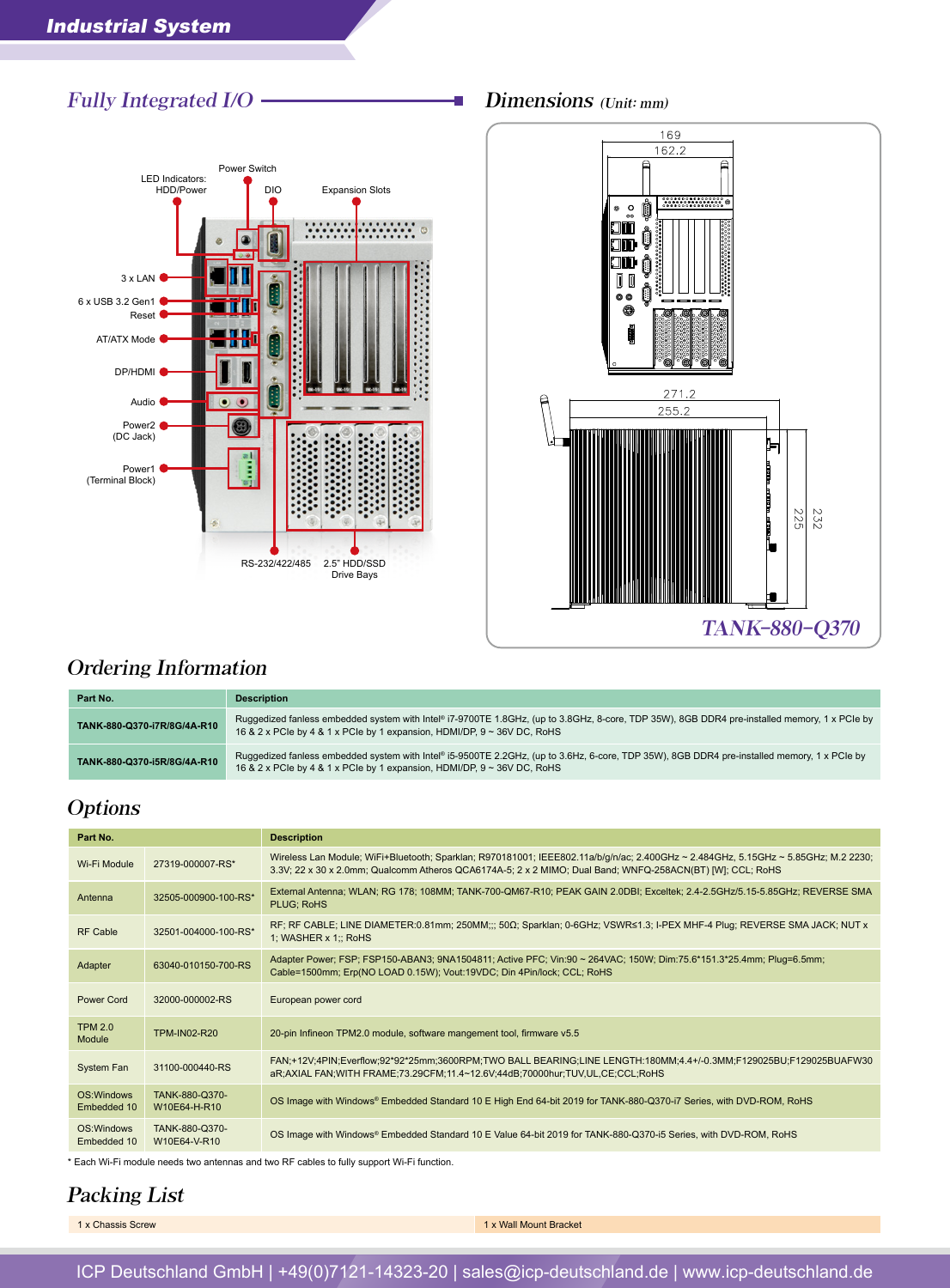## Fully Integrated I/O

LED Indicators: HDD/Power

Power Switch

DIO

Expansion Slots

3 x LAN

6 x USB 3.2 Gen1

Reset

AT/ATX Mode

DP/HDMI

Audio

Power2 (DC Jack)

Power1 (Terminal Block)

RS-232/422/485

2.5" HDD/SSD Drive Bays

## Dimensions (Unit: mm)

169

162.2

271.2

255.2

225

232

TANK-880-Q370

## Ordering Information

| Part No. | Description |
|---|---|
| TANK-880-Q370-i7R/8G/4A-R10 | Ruggedized fanless embedded system with Intel® i7-9700TE 1.8GHz, (up to 3.8GHz, 8-core, TDP 35W), 8GB DDR4 pre-installed memory, 1 x PCIe by 16 & 2 x PCIe by 4 & 1 x PCIe by 1 expansion, HDMI/DP, 9 ~ 36V DC, RoHS |
| TANK-880-Q370-i5R/8G/4A-R10 | Ruggedized fanless embedded system with Intel® i5-9500TE 2.2GHz, (up to 3.6Hz, 6-core, TDP 35W), 8GB DDR4 pre-installed memory, 1 x PCIe by 16 & 2 x PCIe by 4 & 1 x PCIe by 1 expansion, HDMI/DP, 9 ~ 36V DC, RoHS |

## Options

| Part No. | | Description |
|---|---|---|
| Wi-Fi Module | 27319-000007-RS* | Wireless Lan Module; WiFi+Bluetooth; Sparklan; R970181001; IEEE802.11a/b/g/n/ac; 2.400GHz ~ 2.484GHz, 5.15GHz ~ 5.85GHz; M.2 2230; 3.3V; 22 x 30 x 2.0mm; Qualcomm Atheros QCA6174A-5; 2 x 2 MIMO; Dual Band; WNFQ-258ACN(BT) [W]; CCL; RoHS |
| Antenna | 32505-000900-100-RS* | External Antenna; WLAN; RG 178; 108MM; TANK-700-QM67-R10; PEAK GAIN 2.0DBI; Exceltek; 2.4-2.5GHz/5.15-5.85GHz; REVERSE SMA PLUG; RoHS |
| RF Cable | 32501-004000-100-RS* | RF; RF CABLE; LINE DIAMETER:0.81mm; 250MM;;; 50Ω; Sparklan; 0-6GHz; VSWR≤1.3; I-PEX MHF-4 Plug; REVERSE SMA JACK; NUT x 1; WASHER x 1;; RoHS |
| Adapter | 63040-010150-700-RS | Adapter Power; FSP; FSP150-ABAN3; 9NA1504811; Active PFC; Vin:90 ~ 264VAC; 150W; Dim:75.6*151.3*25.4mm; Plug=6.5mm; Cable=1500mm; Erp(NO LOAD 0.15W); Vout:19VDC; Din 4Pin/lock; CCL; RoHS |
| Power Cord | 32000-000002-RS | European power cord |
| TPM 2.0 Module | TPM-IN02-R20 | 20-pin Infineon TPM2.0 module, software mangement tool, firmware v5.5 |
| System Fan | 31100-000440-RS | FAN;+12V;4PIN;Everflow;92*92*25mm;3600RPM;TWO BALL BEARING;LINE LENGTH:180MM;4.4+/-0.3MM;F129025BU;F129025BUAFW30aR;AXIAL FAN;WITH FRAME;73.29CFM;11.4~12.6V;44dB;70000hur;TUV,UL,CE;CCL;RoHS |
| OS:Windows Embedded 10 | TANK-880-Q370-W10E64-H-R10 | OS Image with Windows® Embedded Standard 10 E High End 64-bit 2019 for TANK-880-Q370-i7 Series, with DVD-ROM, RoHS |
| OS:Windows Embedded 10 | TANK-880-Q370-W10E64-V-R10 | OS Image with Windows® Embedded Standard 10 E Value 64-bit 2019 for TANK-880-Q370-i5 Series, with DVD-ROM, RoHS |

* Each Wi-Fi module needs two antennas and two RF cables to fully support Wi-Fi function.

## Packing List

| | |
|---|---|
| 1 x Chassis Screw | 1 x Wall Mount Bracket |

ICP Deutschland GmbH | +49(0)7121-14323-20 | sales@icp-deutschland.de | www.icp-deutschland.de